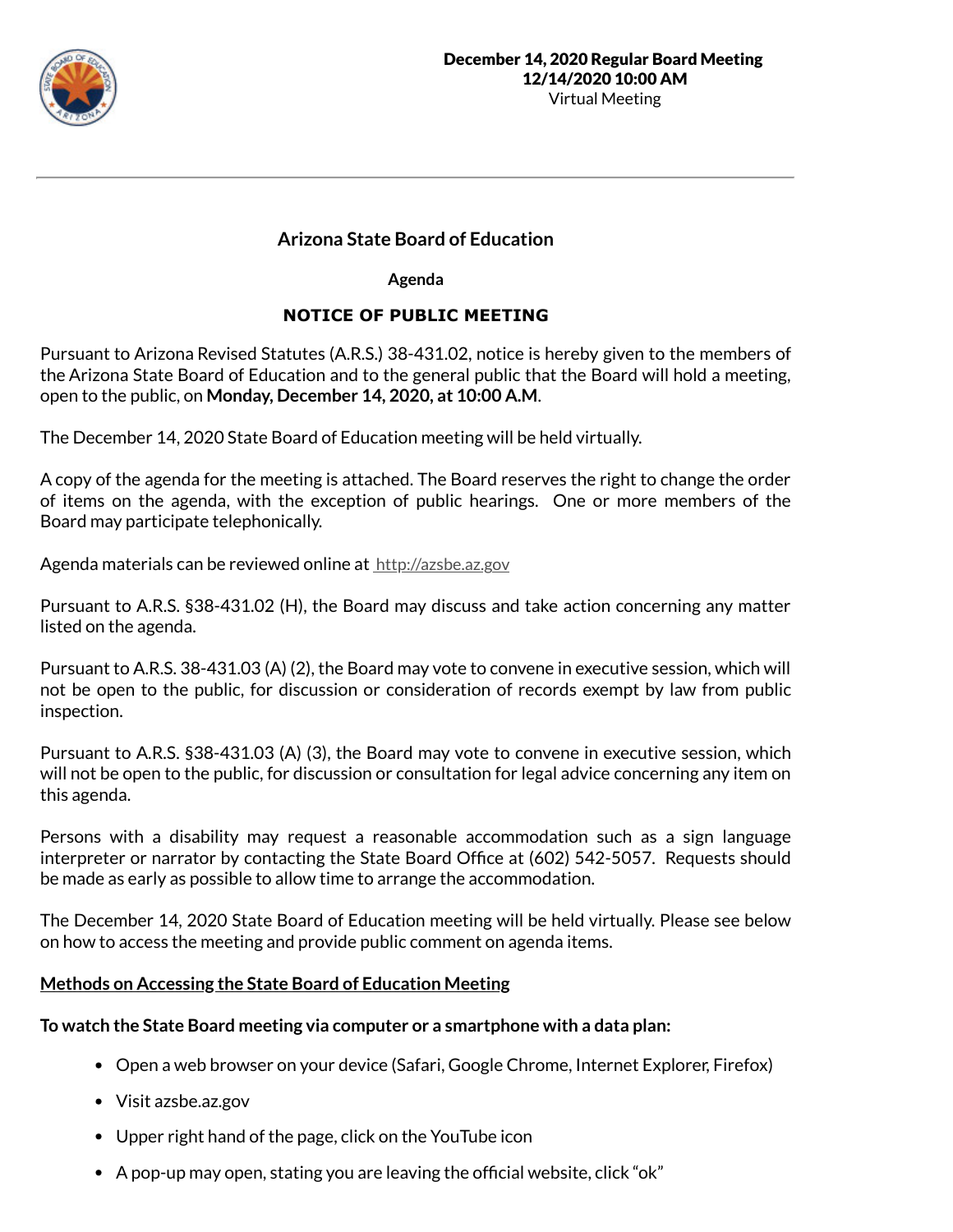**December 14, 2020 Regular Board Meeting**
**12/14/2020 10:00 AM**
Virtual Meeting

# Arizona State Board of Education

## Agenda

### NOTICE OF PUBLIC MEETING

Pursuant to Arizona Revised Statutes (A.R.S.) 38-431.02, notice is hereby given to the members of the Arizona State Board of Education and to the general public that the Board will hold a meeting, open to the public, on **Monday, December 14, 2020, at 10:00 A.M**.

The December 14, 2020 State Board of Education meeting will be held virtually.

A copy of the agenda for the meeting is attached. The Board reserves the right to change the order of items on the agenda, with the exception of public hearings. One or more members of the Board may participate telephonically.

Agenda materials can be reviewed online at http://azsbe.az.gov

Pursuant to A.R.S. §38-431.02 (H), the Board may discuss and take action concerning any matter listed on the agenda.

Pursuant to A.R.S. 38-431.03 (A) (2), the Board may vote to convene in executive session, which will not be open to the public, for discussion or consideration of records exempt by law from public inspection.

Pursuant to A.R.S. §38-431.03 (A) (3), the Board may vote to convene in executive session, which will not be open to the public, for discussion or consultation for legal advice concerning any item on this agenda.

Persons with a disability may request a reasonable accommodation such as a sign language interpreter or narrator by contacting the State Board Office at (602) 542-5057. Requests should be made as early as possible to allow time to arrange the accommodation.

The December 14, 2020 State Board of Education meeting will be held virtually. Please see below on how to access the meeting and provide public comment on agenda items.

**Methods on Accessing the State Board of Education Meeting**

**To watch the State Board meeting via computer or a smartphone with a data plan:**

- Open a web browser on your device (Safari, Google Chrome, Internet Explorer, Firefox)
- Visit azsbe.az.gov
- Upper right hand of the page, click on the YouTube icon
- A pop-up may open, stating you are leaving the official website, click "ok"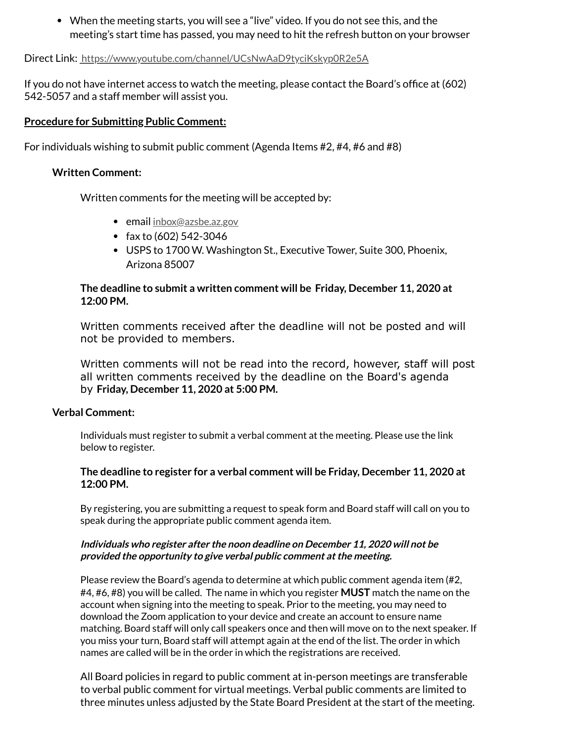- When the meeting starts, you will see a "live" video. If you do not see this, and the meeting's start time has passed, you may need to hit the refresh button on your browser

Direct Link: https://www.youtube.com/channel/UCsNwAaD9tyciKskyp0R2e5A

If you do not have internet access to watch the meeting, please contact the Board's office at (602) 542-5057 and a staff member will assist you.

**<u>Procedure for Submitting Public Comment:</u>**

For individuals wishing to submit public comment (Agenda Items #2, #4, #6 and #8)

**Written Comment:**

Written comments for the meeting will be accepted by:

- email inbox@azsbe.az.gov
- fax to (602) 542-3046
- USPS to 1700 W. Washington St., Executive Tower, Suite 300, Phoenix, Arizona 85007

**The deadline to submit a written comment will be Friday, December 11, 2020 at 12:00 PM.**

Written comments received after the deadline will not be posted and will not be provided to members.

Written comments will not be read into the record, however, staff will post all written comments received by the deadline on the Board's agenda by **Friday, December 11, 2020 at 5:00 PM.**

**Verbal Comment:**

Individuals must register to submit a verbal comment at the meeting. Please use the link below to register.

**The deadline to register for a verbal comment will be Friday, December 11, 2020 at 12:00 PM.**

By registering, you are submitting a request to speak form and Board staff will call on you to speak during the appropriate public comment agenda item.

***Individuals who register after the noon deadline on December 11, 2020 will not be provided the opportunity to give verbal public comment at the meeting.***

Please review the Board's agenda to determine at which public comment agenda item (#2, #4, #6, #8) you will be called. The name in which you register **MUST** match the name on the account when signing into the meeting to speak. Prior to the meeting, you may need to download the Zoom application to your device and create an account to ensure name matching. Board staff will only call speakers once and then will move on to the next speaker. If you miss your turn, Board staff will attempt again at the end of the list. The order in which names are called will be in the order in which the registrations are received.

All Board policies in regard to public comment at in-person meetings are transferable to verbal public comment for virtual meetings. Verbal public comments are limited to three minutes unless adjusted by the State Board President at the start of the meeting.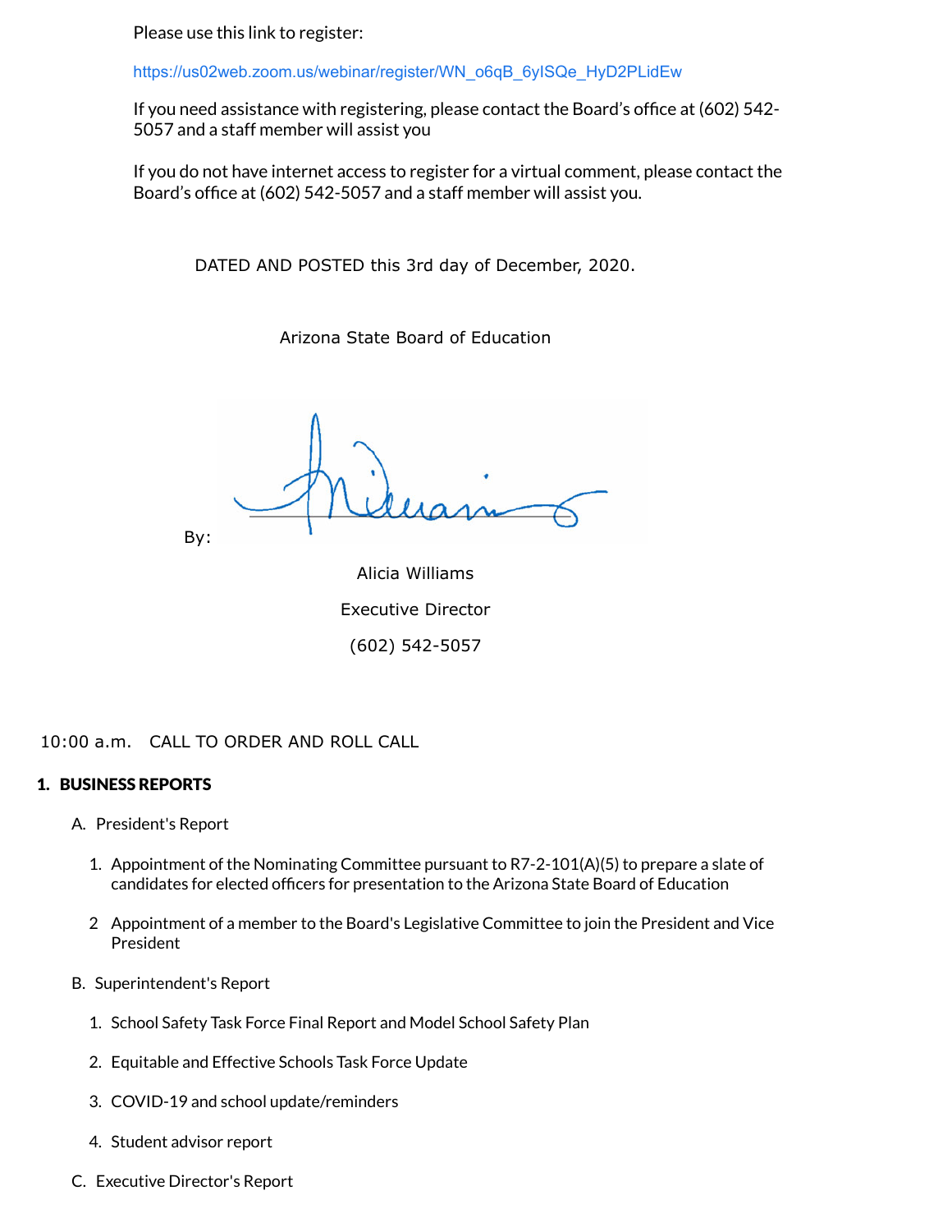Please use this link to register:

https://us02web.zoom.us/webinar/register/WN_o6qB_6yISQe_HyD2PLidEw

If you need assistance with registering, please contact the Board's office at (602) 542-5057 and a staff member will assist you

If you do not have internet access to register for a virtual comment, please contact the Board's office at (602) 542-5057 and a staff member will assist you.

DATED AND POSTED this 3rd day of December, 2020.

Arizona State Board of Education

By:

Alicia Williams

Executive Director

(602) 542-5057

10:00 a.m. CALL TO ORDER AND ROLL CALL

## 1. BUSINESS REPORTS

A. President's Report

1. Appointment of the Nominating Committee pursuant to R7-2-101(A)(5) to prepare a slate of candidates for elected officers for presentation to the Arizona State Board of Education

2. Appointment of a member to the Board's Legislative Committee to join the President and Vice President

B. Superintendent's Report

1. School Safety Task Force Final Report and Model School Safety Plan

2. Equitable and Effective Schools Task Force Update

3. COVID-19 and school update/reminders

4. Student advisor report

C. Executive Director's Report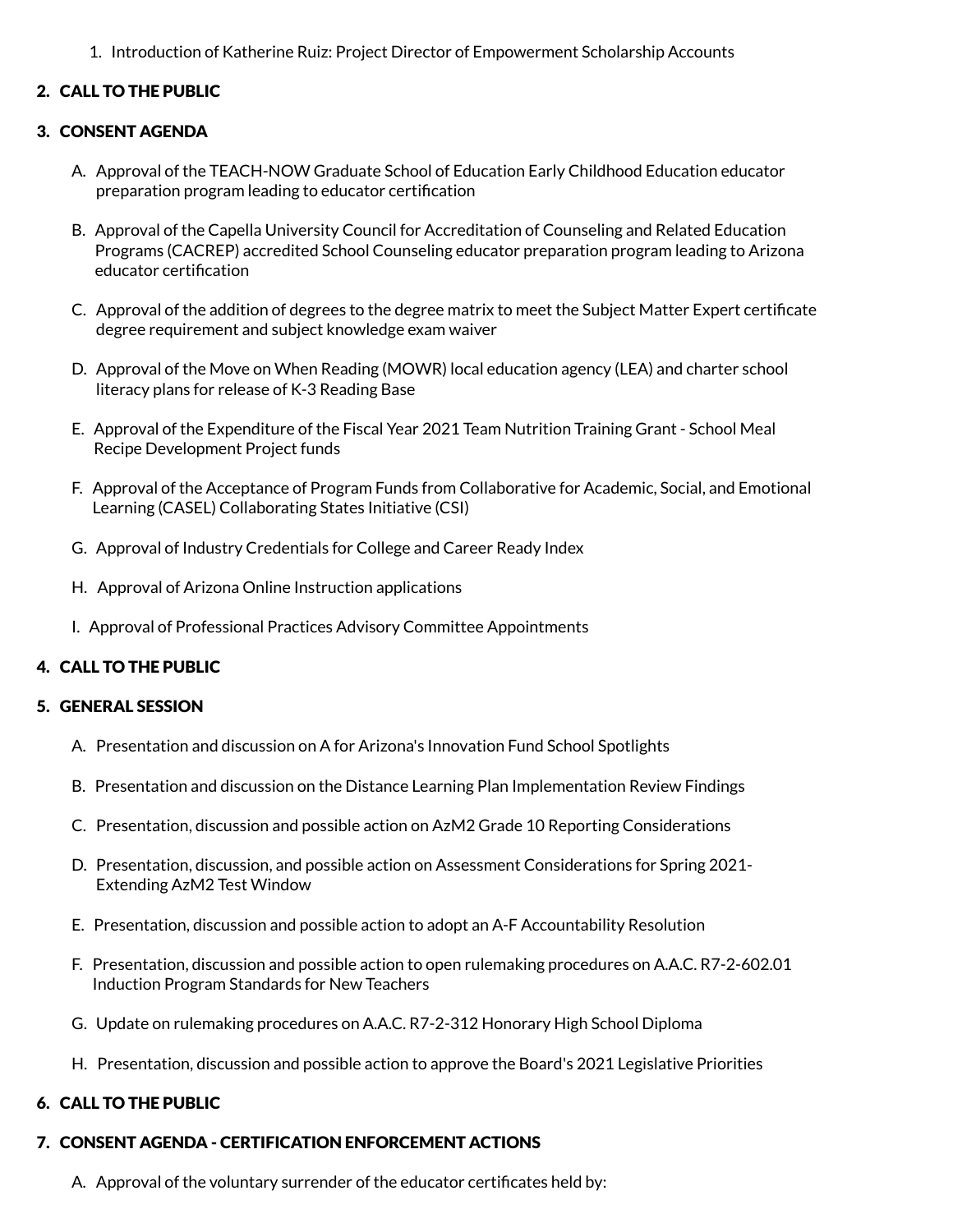1. Introduction of Katherine Ruiz: Project Director of Empowerment Scholarship Accounts

## 2. CALL TO THE PUBLIC

## 3. CONSENT AGENDA

A. Approval of the TEACH-NOW Graduate School of Education Early Childhood Education educator preparation program leading to educator certification

B. Approval of the Capella University Council for Accreditation of Counseling and Related Education Programs (CACREP) accredited School Counseling educator preparation program leading to Arizona educator certification

C. Approval of the addition of degrees to the degree matrix to meet the Subject Matter Expert certificate degree requirement and subject knowledge exam waiver

D. Approval of the Move on When Reading (MOWR) local education agency (LEA) and charter school literacy plans for release of K-3 Reading Base

E. Approval of the Expenditure of the Fiscal Year 2021 Team Nutrition Training Grant - School Meal Recipe Development Project funds

F. Approval of the Acceptance of Program Funds from Collaborative for Academic, Social, and Emotional Learning (CASEL) Collaborating States Initiative (CSI)

G. Approval of Industry Credentials for College and Career Ready Index

H. Approval of Arizona Online Instruction applications

I. Approval of Professional Practices Advisory Committee Appointments

## 4. CALL TO THE PUBLIC

## 5. GENERAL SESSION

A. Presentation and discussion on A for Arizona's Innovation Fund School Spotlights

B. Presentation and discussion on the Distance Learning Plan Implementation Review Findings

C. Presentation, discussion and possible action on AzM2 Grade 10 Reporting Considerations

D. Presentation, discussion, and possible action on Assessment Considerations for Spring 2021-Extending AzM2 Test Window

E. Presentation, discussion and possible action to adopt an A-F Accountability Resolution

F. Presentation, discussion and possible action to open rulemaking procedures on A.A.C. R7-2-602.01 Induction Program Standards for New Teachers

G. Update on rulemaking procedures on A.A.C. R7-2-312 Honorary High School Diploma

H. Presentation, discussion and possible action to approve the Board's 2021 Legislative Priorities

## 6. CALL TO THE PUBLIC

## 7. CONSENT AGENDA - CERTIFICATION ENFORCEMENT ACTIONS

A. Approval of the voluntary surrender of the educator certificates held by: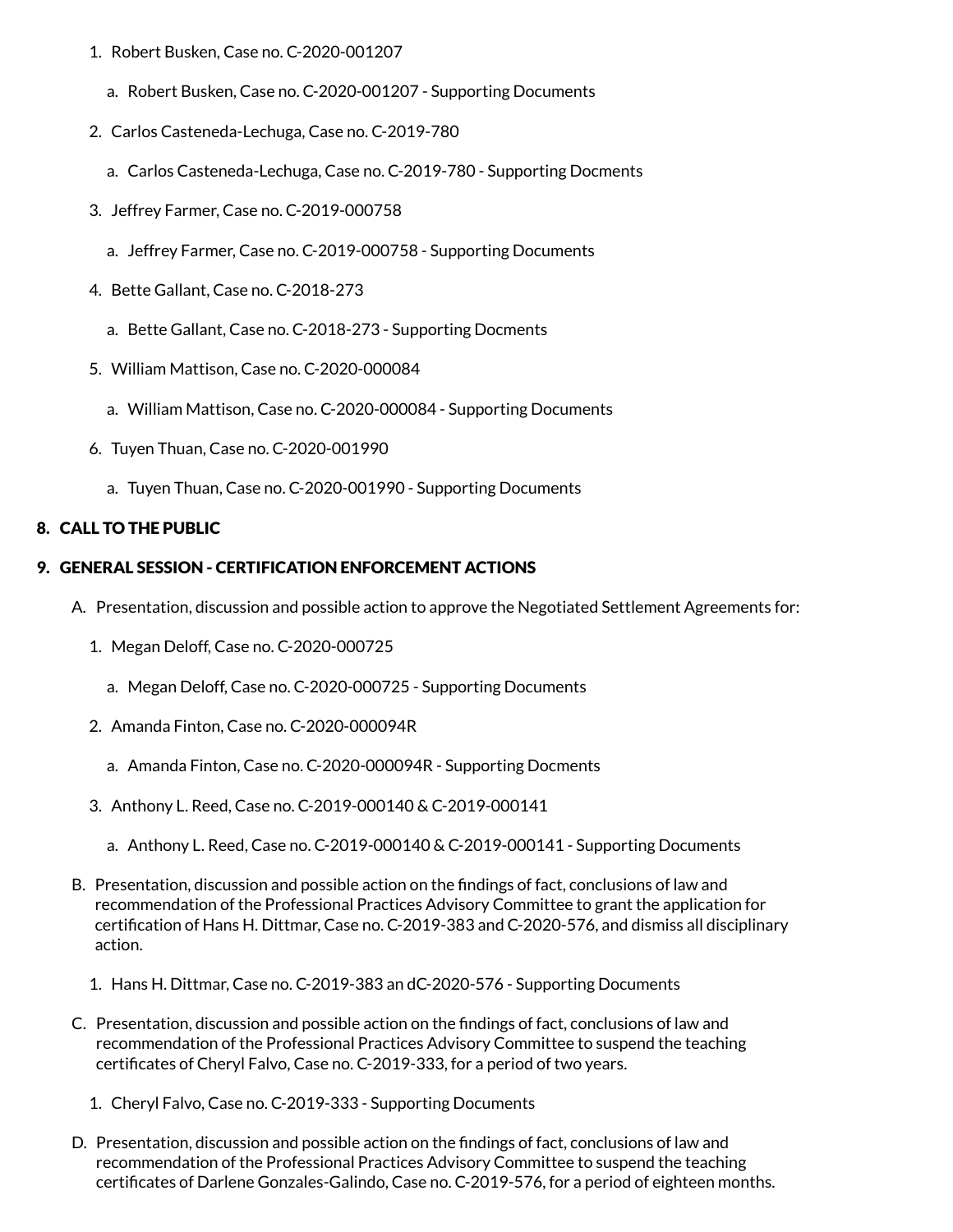1. Robert Busken, Case no. C-2020-001207
    a. Robert Busken, Case no. C-2020-001207 - Supporting Documents
2. Carlos Casteneda-Lechuga, Case no. C-2019-780
    a. Carlos Casteneda-Lechuga, Case no. C-2019-780 - Supporting Docments
3. Jeffrey Farmer, Case no. C-2019-000758
    a. Jeffrey Farmer, Case no. C-2019-000758 - Supporting Documents
4. Bette Gallant, Case no. C-2018-273
    a. Bette Gallant, Case no. C-2018-273 - Supporting Docments
5. William Mattison, Case no. C-2020-000084
    a. William Mattison, Case no. C-2020-000084 - Supporting Documents
6. Tuyen Thuan, Case no. C-2020-001990
    a. Tuyen Thuan, Case no. C-2020-001990 - Supporting Documents

## 8. CALL TO THE PUBLIC

## 9. GENERAL SESSION - CERTIFICATION ENFORCEMENT ACTIONS

A. Presentation, discussion and possible action to approve the Negotiated Settlement Agreements for:
1. Megan Deloff, Case no. C-2020-000725
    a. Megan Deloff, Case no. C-2020-000725 - Supporting Documents
2. Amanda Finton, Case no. C-2020-000094R
    a. Amanda Finton, Case no. C-2020-000094R - Supporting Docments
3. Anthony L. Reed, Case no. C-2019-000140 & C-2019-000141
    a. Anthony L. Reed, Case no. C-2019-000140 & C-2019-000141 - Supporting Documents

B. Presentation, discussion and possible action on the findings of fact, conclusions of law and recommendation of the Professional Practices Advisory Committee to grant the application for certification of Hans H. Dittmar, Case no. C-2019-383 and C-2020-576, and dismiss all disciplinary action.
1. Hans H. Dittmar, Case no. C-2019-383 an dC-2020-576 - Supporting Documents

C. Presentation, discussion and possible action on the findings of fact, conclusions of law and recommendation of the Professional Practices Advisory Committee to suspend the teaching certificates of Cheryl Falvo, Case no. C-2019-333, for a period of two years.
1. Cheryl Falvo, Case no. C-2019-333 - Supporting Documents

D. Presentation, discussion and possible action on the findings of fact, conclusions of law and recommendation of the Professional Practices Advisory Committee to suspend the teaching certificates of Darlene Gonzales-Galindo, Case no. C-2019-576, for a period of eighteen months.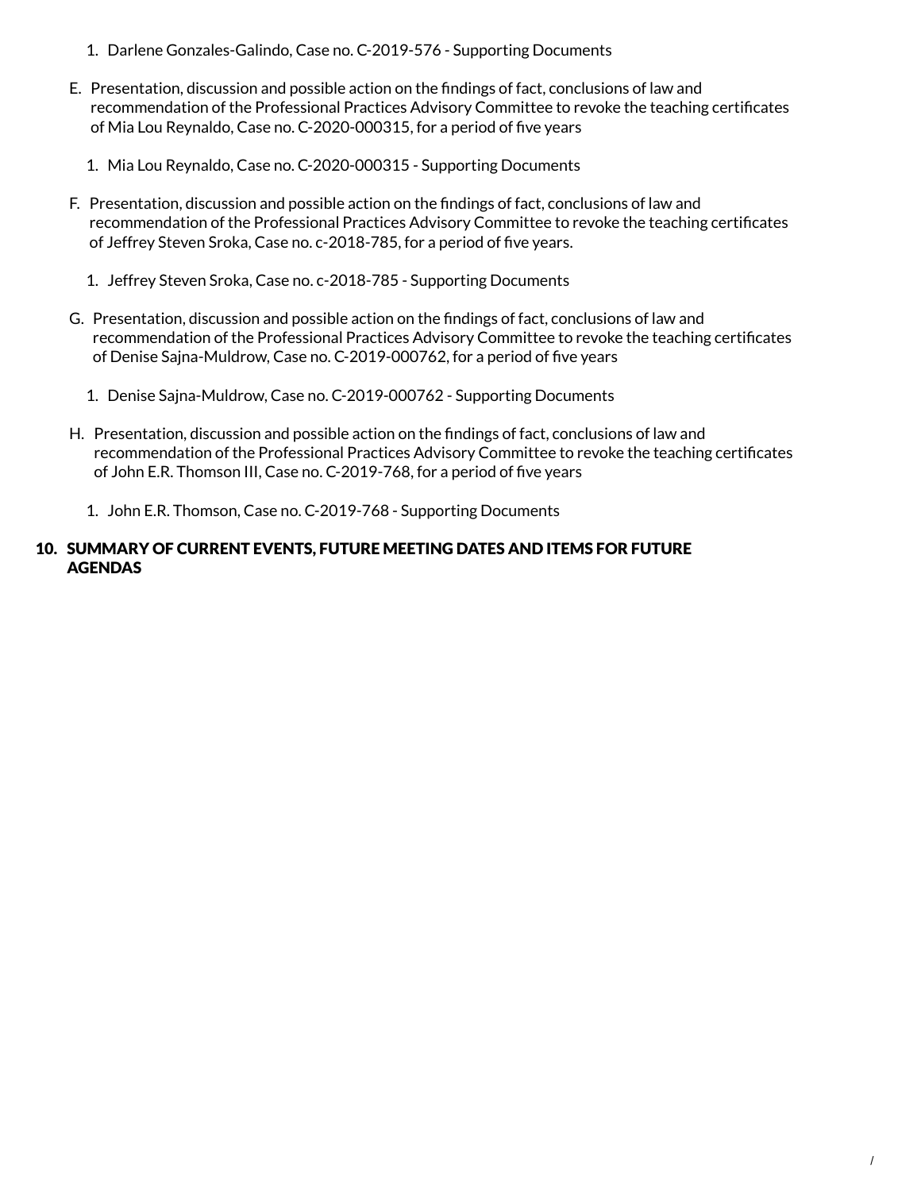1. Darlene Gonzales-Galindo, Case no. C-2019-576 - Supporting Documents

E. Presentation, discussion and possible action on the findings of fact, conclusions of law and recommendation of the Professional Practices Advisory Committee to revoke the teaching certificates of Mia Lou Reynaldo, Case no. C-2020-000315, for a period of five years

   1. Mia Lou Reynaldo, Case no. C-2020-000315 - Supporting Documents

F. Presentation, discussion and possible action on the findings of fact, conclusions of law and recommendation of the Professional Practices Advisory Committee to revoke the teaching certificates of Jeffrey Steven Sroka, Case no. c-2018-785, for a period of five years.

   1. Jeffrey Steven Sroka, Case no. c-2018-785 - Supporting Documents

G. Presentation, discussion and possible action on the findings of fact, conclusions of law and recommendation of the Professional Practices Advisory Committee to revoke the teaching certificates of Denise Sajna-Muldrow, Case no. C-2019-000762, for a period of five years

   1. Denise Sajna-Muldrow, Case no. C-2019-000762 - Supporting Documents

H. Presentation, discussion and possible action on the findings of fact, conclusions of law and recommendation of the Professional Practices Advisory Committee to revoke the teaching certificates of John E.R. Thomson III, Case no. C-2019-768, for a period of five years

   1. John E.R. Thomson, Case no. C-2019-768 - Supporting Documents

## 10. SUMMARY OF CURRENT EVENTS, FUTURE MEETING DATES AND ITEMS FOR FUTURE AGENDAS